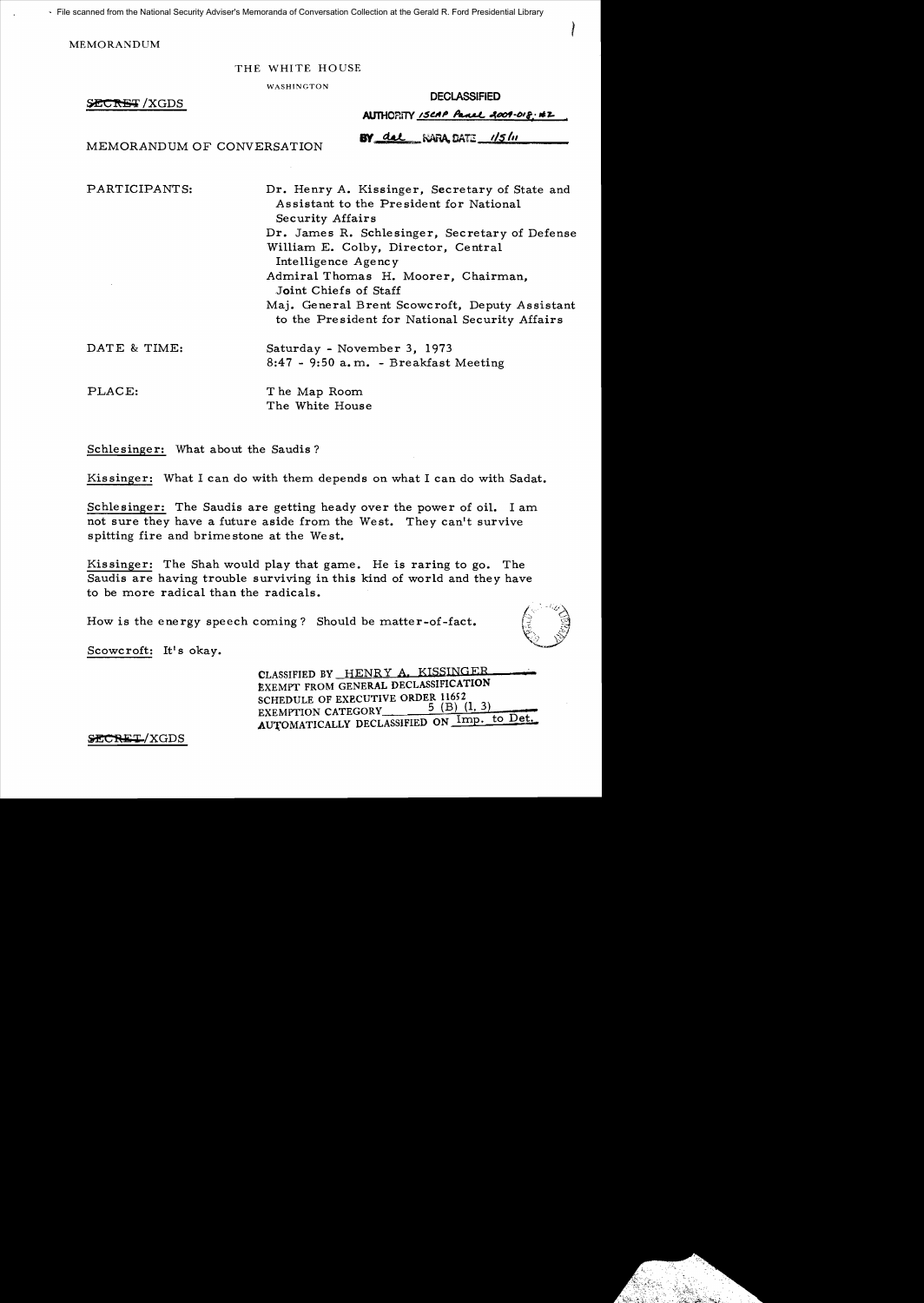File scanned from the National Security Adviser's Memoranda of Conversation Collection at the Gerald R. Ford Presidential Library

MEMORANDUM

THE WHITE HOUSE

WASHINGTON

SECRET/XGDS

DECLASSIFIED

AUTHORITY ISCAP Panel 2009-018, #2

BY dal NARA, DATE 1/5/11

MEMORANDUM OF CONVERSATION

PARTICIPANTS: Dr. Henry A. Kissinger, Secretary of State and Assistant to the President for National Security Affairs
Dr. James R. Schlesinger, Secretary of Defense
William E. Colby, Director, Central Intelligence Agency
Admiral Thomas H. Moorer, Chairman, Joint Chiefs of Staff
Maj. General Brent Scowcroft, Deputy Assistant to the President for National Security Affairs

DATE & TIME: Saturday - November 3, 1973
8:47 - 9:50 a.m. - Breakfast Meeting

PLACE: The Map Room
The White House

Schlesinger: What about the Saudis?

Kissinger: What I can do with them depends on what I can do with Sadat.

Schlesinger: The Saudis are getting heady over the power of oil. I am not sure they have a future aside from the West. They can't survive spitting fire and brimestone at the West.

Kissinger: The Shah would play that game. He is raring to go. The Saudis are having trouble surviving in this kind of world and they have to be more radical than the radicals.

How is the energy speech coming? Should be matter-of-fact.

Scowcroft: It's okay.

CLASSIFIED BY HENRY A. KISSINGER
EXEMPT FROM GENERAL DECLASSIFICATION
SCHEDULE OF EXECUTIVE ORDER 11652
EXEMPTION CATEGORY 5 (B) (1, 3)
AUTOMATICALLY DECLASSIFIED ON Imp. to Det.

SECRET/XGDS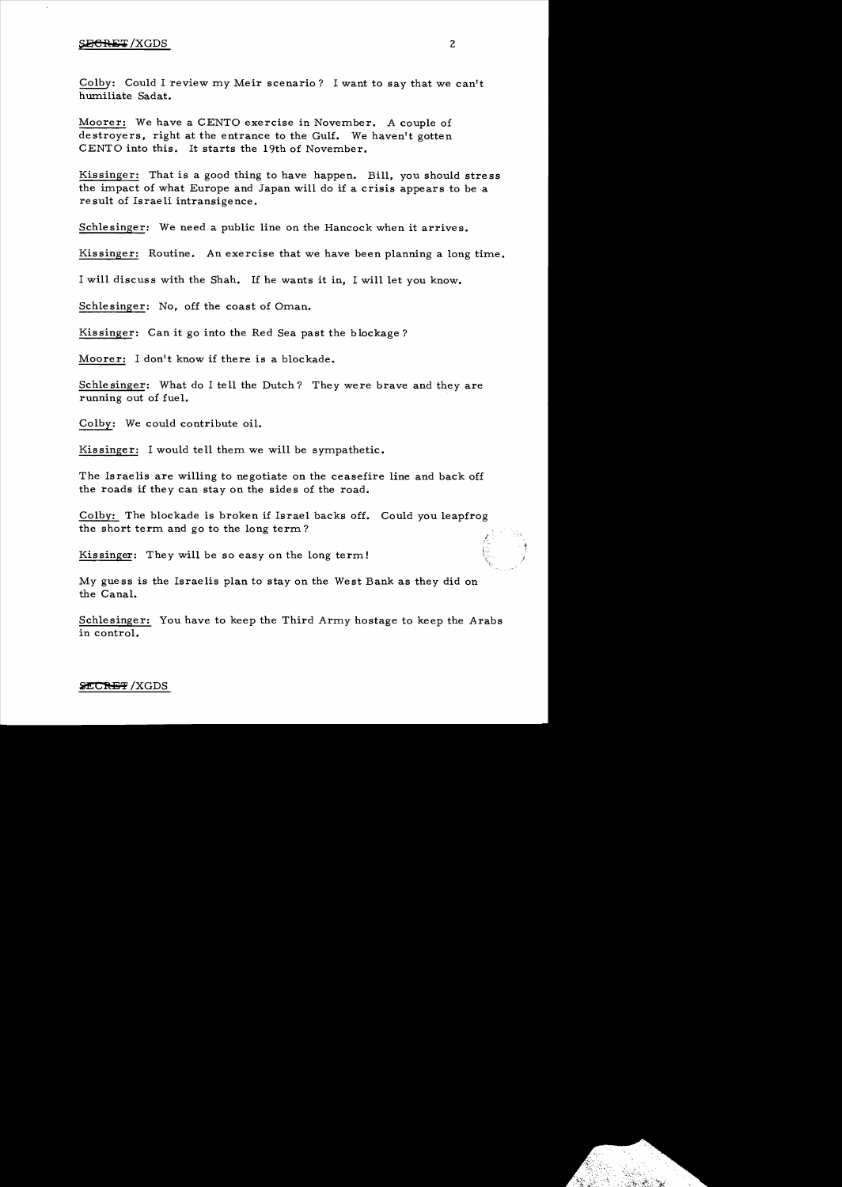Colby: Could I review my Meir scenario? I want to say that we can't humiliate Sadat.

Moorer: We have a CENTO exercise in November. A couple of destroyers, right at the entrance to the Gulf. We haven't gotten CENTO into this. It starts the 19th of November.

Kissinger: That is a good thing to have happen. Bill, you should stress the impact of what Europe and Japan will do if a crisis appears to be a result of Israeli intransigence.

Schlesinger: We need a public line on the Hancock when it arrives.

Kissinger: Routine. An exercise that we have been planning a long time.

I will discuss with the Shah. If he wants it in, I will let you know.

Schlesinger: No, off the coast of Oman.

Kissinger: Can it go into the Red Sea past the blockage?

Moorer: I don't know if there is a blockade.

Schlesinger: What do I tell the Dutch? They were brave and they are running out of fuel.

Colby: We could contribute oil.

Kissinger: I would tell them we will be sympathetic.

The Israelis are willing to negotiate on the ceasefire line and back off the roads if they can stay on the sides of the road.

Colby: The blockade is broken if Israel backs off. Could you leapfrog the short term and go to the long term?

Kissinger: They will be so easy on the long term!

My guess is the Israelis plan to stay on the West Bank as they did on the Canal.

Schlesinger: You have to keep the Third Army hostage to keep the Arabs in control.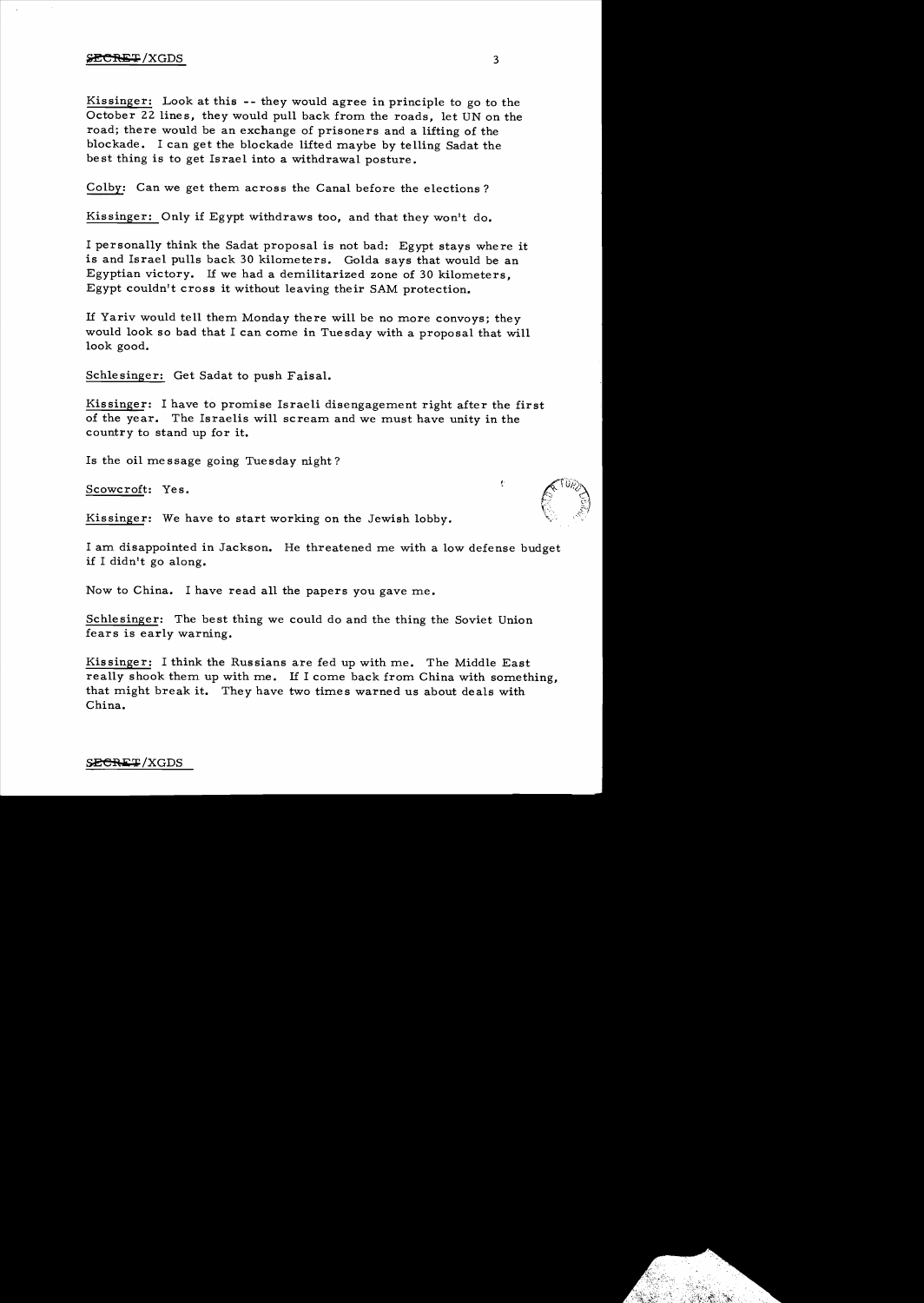Kissinger: Look at this -- they would agree in principle to go to the October 22 lines, they would pull back from the roads, let UN on the road; there would be an exchange of prisoners and a lifting of the blockade. I can get the blockade lifted maybe by telling Sadat the best thing is to get Israel into a withdrawal posture.

Colby: Can we get them across the Canal before the elections?

Kissinger: Only if Egypt withdraws too, and that they won't do.

I personally think the Sadat proposal is not bad: Egypt stays where it is and Israel pulls back 30 kilometers. Golda says that would be an Egyptian victory. If we had a demilitarized zone of 30 kilometers, Egypt couldn't cross it without leaving their SAM protection.

If Yariv would tell them Monday there will be no more convoys; they would look so bad that I can come in Tuesday with a proposal that will look good.

Schlesinger: Get Sadat to push Faisal.

Kissinger: I have to promise Israeli disengagement right after the first of the year. The Israelis will scream and we must have unity in the country to stand up for it.

Is the oil message going Tuesday night?

Scowcroft: Yes.

Kissinger: We have to start working on the Jewish lobby.

I am disappointed in Jackson. He threatened me with a low defense budget if I didn't go along.

Now to China. I have read all the papers you gave me.

Schlesinger: The best thing we could do and the thing the Soviet Union fears is early warning.

Kissinger: I think the Russians are fed up with me. The Middle East really shook them up with me. If I come back from China with something, that might break it. They have two times warned us about deals with China.

SECRET/XGDS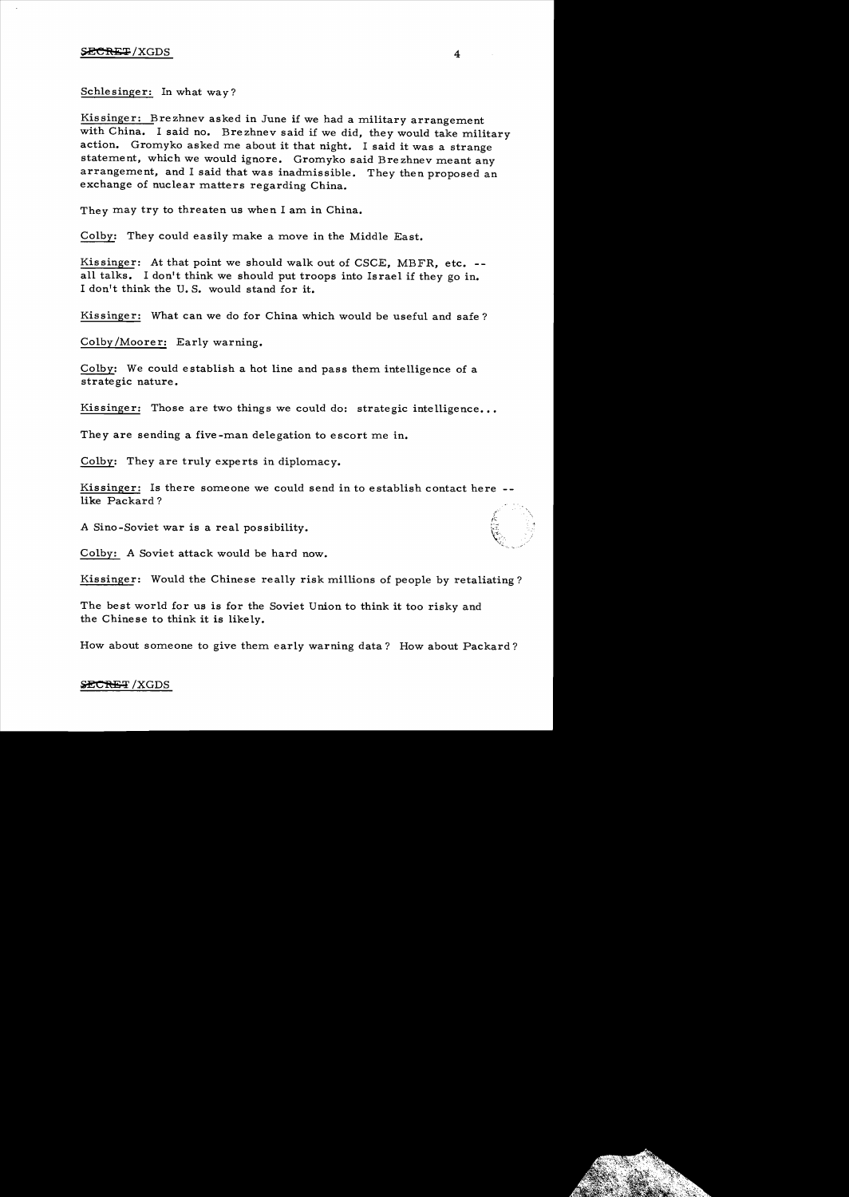Schlesinger: In what way?

Kissinger: Brezhnev asked in June if we had a military arrangement with China. I said no. Brezhnev said if we did, they would take military action. Gromyko asked me about it that night. I said it was a strange statement, which we would ignore. Gromyko said Brezhnev meant any arrangement, and I said that was inadmissible. They then proposed an exchange of nuclear matters regarding China.

They may try to threaten us when I am in China.

Colby: They could easily make a move in the Middle East.

Kissinger: At that point we should walk out of CSCE, MBFR, etc. -- all talks. I don't think we should put troops into Israel if they go in. I don't think the U. S. would stand for it.

Kissinger: What can we do for China which would be useful and safe?

Colby/Moorer: Early warning.

Colby: We could establish a hot line and pass them intelligence of a strategic nature.

Kissinger: Those are two things we could do: strategic intelligence...

They are sending a five-man delegation to escort me in.

Colby: They are truly experts in diplomacy.

Kissinger: Is there someone we could send in to establish contact here -- like Packard?

A Sino-Soviet war is a real possibility.

Colby: A Soviet attack would be hard now.

Kissinger: Would the Chinese really risk millions of people by retaliating?

The best world for us is for the Soviet Union to think it too risky and the Chinese to think it is likely.

How about someone to give them early warning data? How about Packard?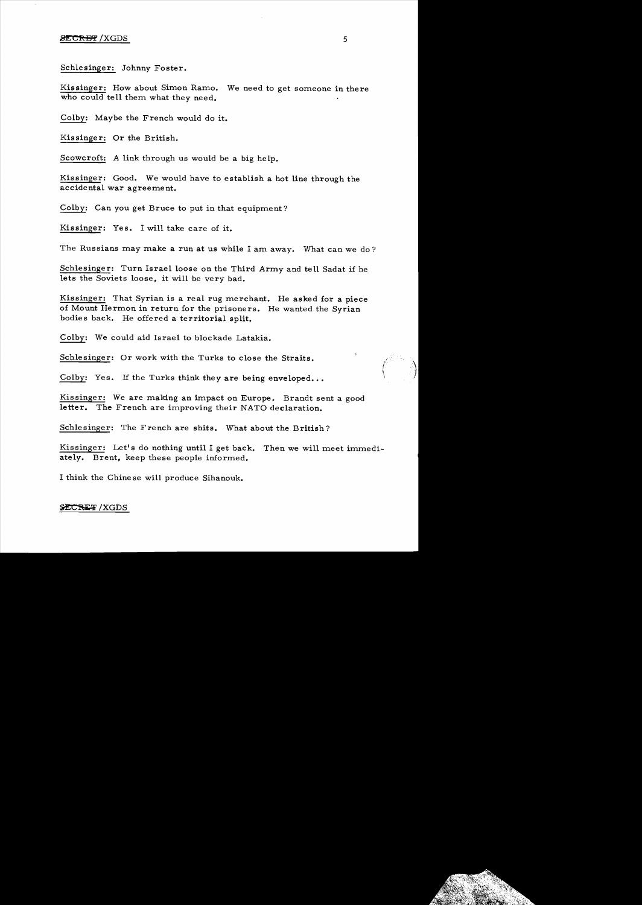Schlesinger: Johnny Foster.

Kissinger: How about Simon Ramo. We need to get someone in there who could tell them what they need.

Colby: Maybe the French would do it.

Kissinger: Or the British.

Scowcroft: A link through us would be a big help.

Kissinger: Good. We would have to establish a hot line through the accidental war agreement.

Colby: Can you get Bruce to put in that equipment?

Kissinger: Yes. I will take care of it.

The Russians may make a run at us while I am away. What can we do?

Schlesinger: Turn Israel loose on the Third Army and tell Sadat if he lets the Soviets loose, it will be very bad.

Kissinger: That Syrian is a real rug merchant. He asked for a piece of Mount Hermon in return for the prisoners. He wanted the Syrian bodies back. He offered a territorial split.

Colby: We could aid Israel to blockade Latakia.

Schlesinger: Or work with the Turks to close the Straits.

Colby: Yes. If the Turks think they are being enveloped...

Kissinger: We are making an impact on Europe. Brandt sent a good letter. The French are improving their NATO declaration.

Schlesinger: The French are shits. What about the British?

Kissinger: Let's do nothing until I get back. Then we will meet immediately. Brent, keep these people informed.

I think the Chinese will produce Sihanouk.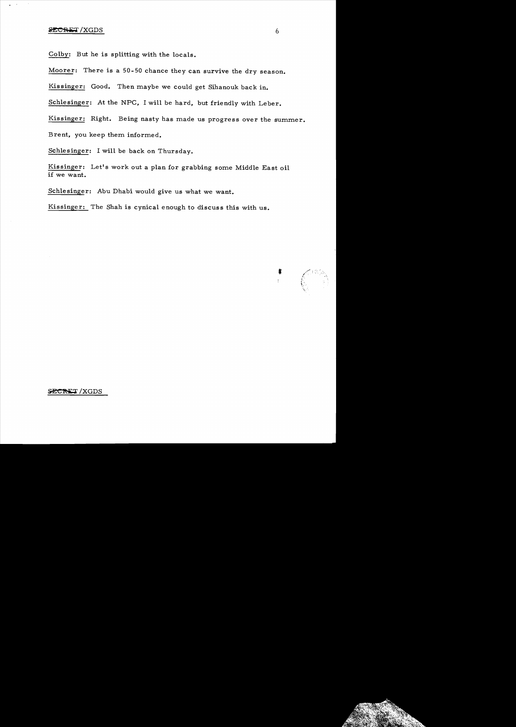Colby: But he is splitting with the locals.

Moorer: There is a 50-50 chance they can survive the dry season.

Kissinger: Good. Then maybe we could get Sihanouk back in.

Schlesinger: At the NPC, I will be hard, but friendly with Leber.

Kissinger: Right. Being nasty has made us progress over the summer.

Brent, you keep them informed.

Schlesinger: I will be back on Thursday.

Kissinger: Let's work out a plan for grabbing some Middle East oil if we want.

Schlesinger: Abu Dhabi would give us what we want.

Kissinger: The Shah is cynical enough to discuss this with us.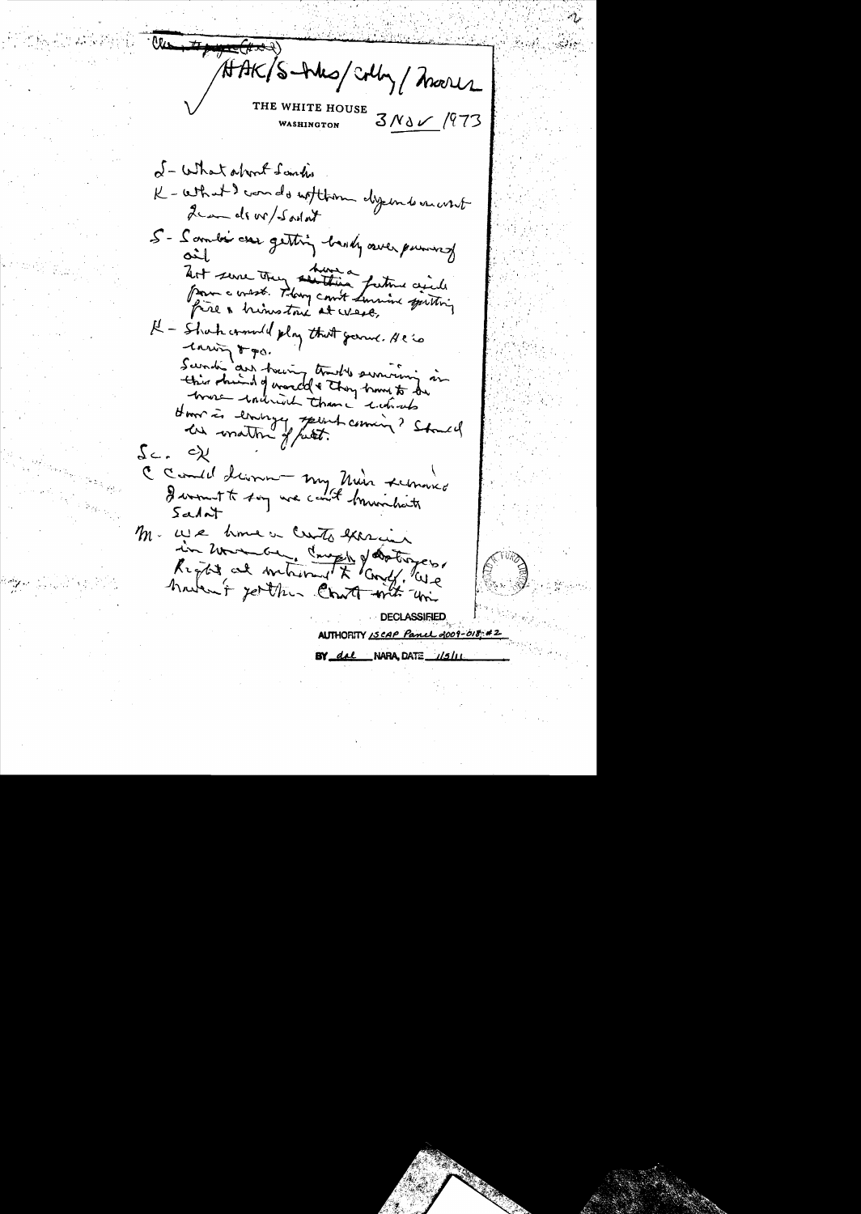~~Cla, Huyser (?)~~

HAK/S-hles/Colby/Moorer

THE WHITE HOUSE
WASHINGTON

3 Nov 1973

S - What about Saudis

K - What I can do w/them depends on what I can do w/Sadat

S - Saudis are getting badly over purview of oil

Not sure they have a future with a war crisis. They can't survive putting fire & brimstone at west.

K - Shah would play that game. He is raising $ po.

Saudis are having trouble surviving in this kind of world & they have to be more radical than radicals.

How is energy speech coming? Should we make a matter of fact.

Sc. OK

C Could become - my main reserve. I want to say we can't humiliate Sadat

M - We have a Carrier exercise in Indian Ocean, Carrier of destroyers. Right at invitation to Conf. We haven't yet the Chart with them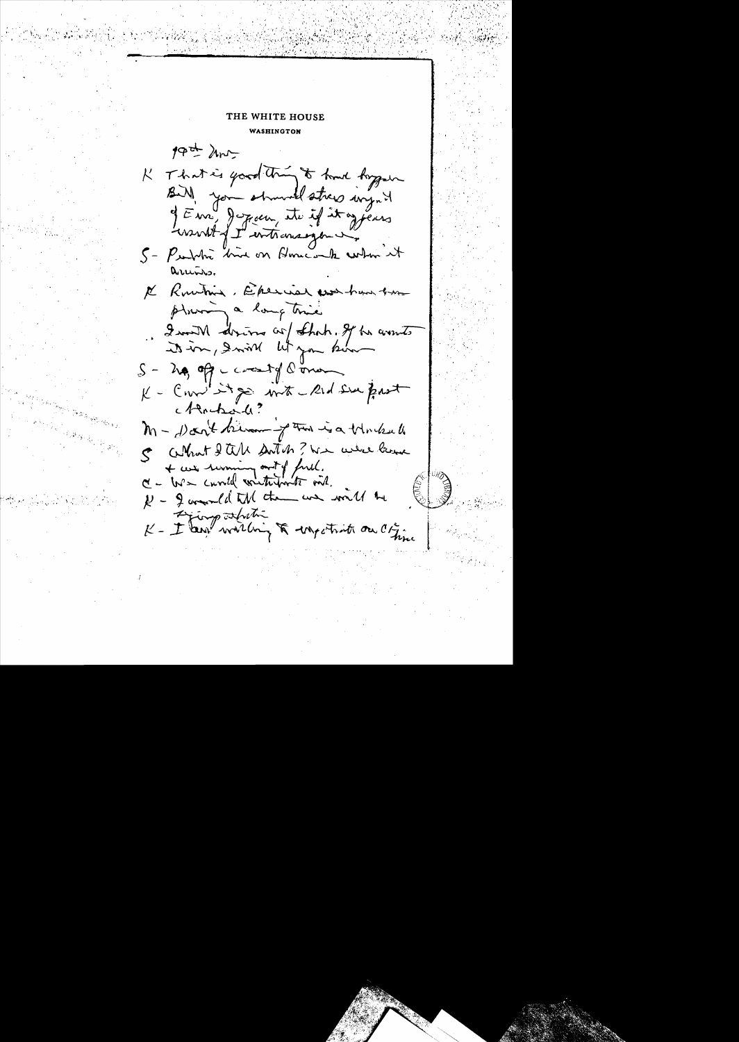THE WHITE HOUSE

WASHINGTON

10th Nov

K - That is good thing to have happen Bill, you should stress urging of Ems, Jacques, etc. if it appears unwilling of I intransigence.

S - Publish line on Honecker when it arrives.

K - Routine. Especial not have him pleading a long time. I will discuss w/ Shah. If he wants it in, I will let you know.

S - 20 off coast of Oman

K - Can't it go into Red Sea past Hakkali?

M - Don't know if there is a blockade

S - What I tell Dutch? We were here & were running out of fuel.

C - We could contribute oil.

K - I would tell them we will be trying to help.

K - I am working to expedite our CH line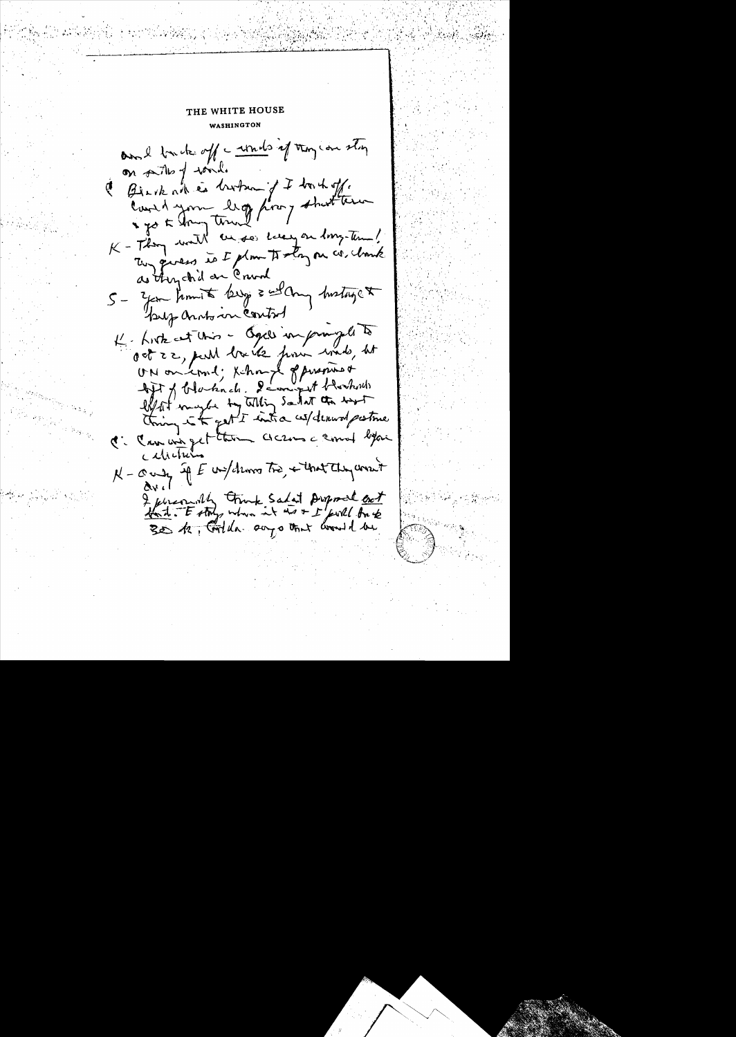THE WHITE HOUSE

WASHINGTON

and back off c words if they can stay on path of words.

P Biggest risk is bottom if I back off. Could you lay pros & short term & go to long term?

K - They will be seen beyond long-term! My guess is I plan to stay on course, think as they did on Cruise

S - You permit Begin & all lobby hostage to help Arabs in control

K - Look at this - Begin's in principle to Oct 22, pull back from words, but UN on land; exchange of prisoners & lift of blockade. I can't expect blockade lifted maybe by telling Sadat the best thing is to get I into a w/drawal posture

P: Can we get them across & around before elections

K - Only if E w/draws too, & that they won't do.

I personally think Sadat proposal not bad. E stays where it is & I pull back 30 km. Golda says that would be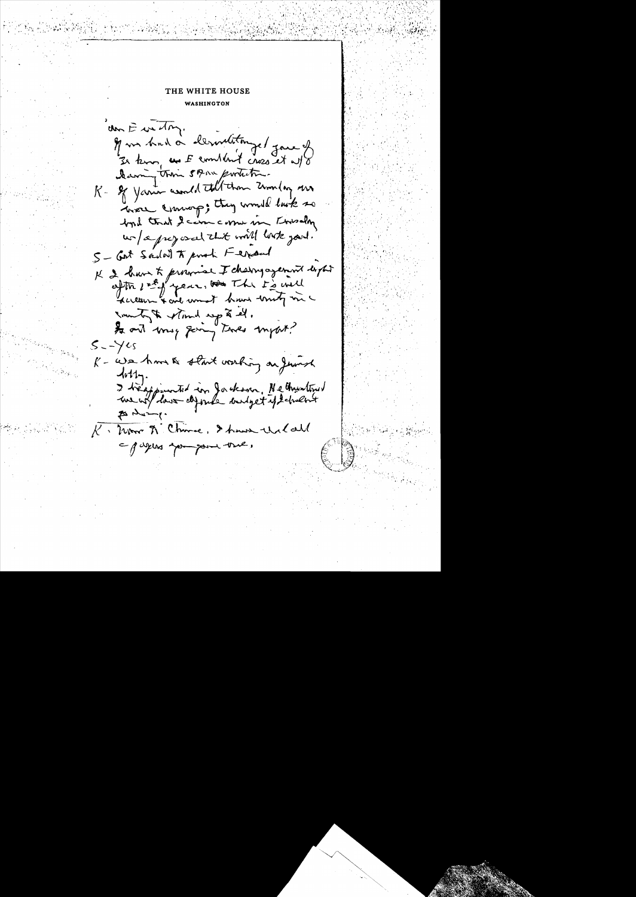THE WHITE HOUSE
WASHINGTON

can E victory.
If we had a demilitarized zone of 30 km, we E couldn't cross it w/o having their SAM protection.

K - If Yariv could tell them Monday we were cooperating; they would look so bad that I can come in Tuesday w/a proposal that will look good.

S - Get Sadat to push Fahmy

K I have to promise I disengagement right after 1st of year. The Is will scream & we must have unity in country to stand up to it.

So will my giving times matter?

S - Yes

K - We have to start working on Jewish lobby.

I disappointed in Jackson. He threatened we w/ lose defense budget if I didn't go along.

K - Now to China. I have read all papers you gave me.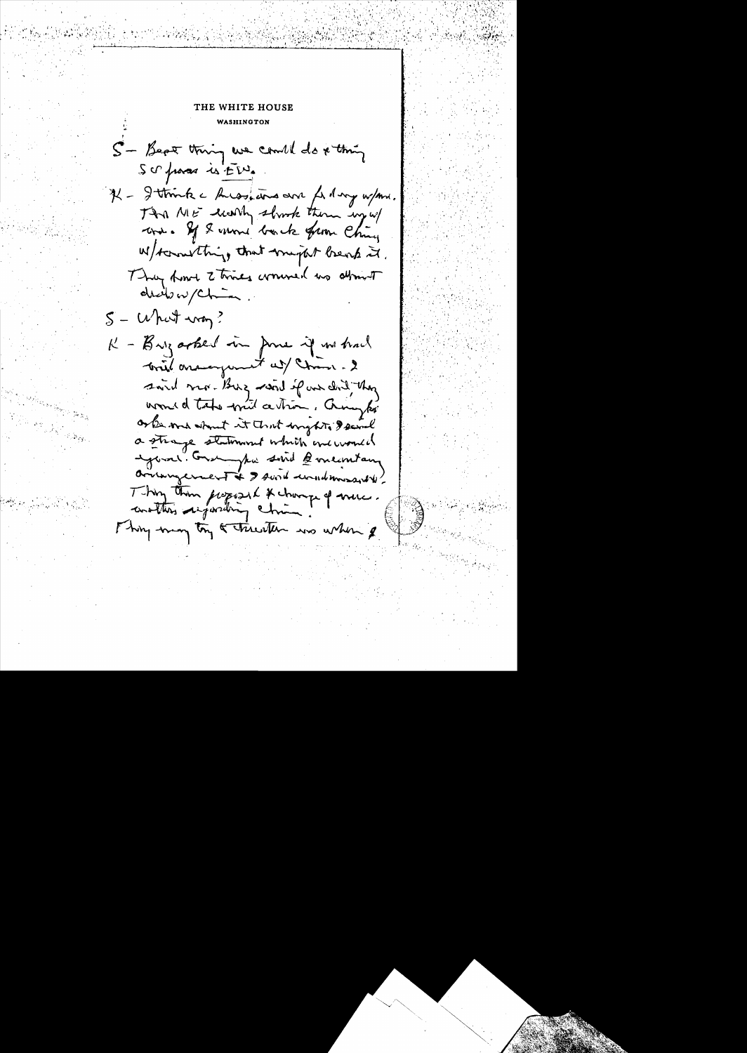THE WHITE HOUSE

WASHINGTON

S – Best thing we could do & thing SU fears is FW.

K – I think the Russians are fooling w/me. The ME really shook them up w/ us. If I come back from China w/something, that might break it. They have 2 times warned us about deals w/China.

S – What way?

K – Brez asked in June if we had mil arrangement w/China. I said no. Brez said if we did, they would take mil action. Gromyko asked me about it that night. I said a strange statement which we would ignore. Gromyko said a military arrangement & I said understood. They then proposed exchange of notes another regarding China. They may try to threaten us when I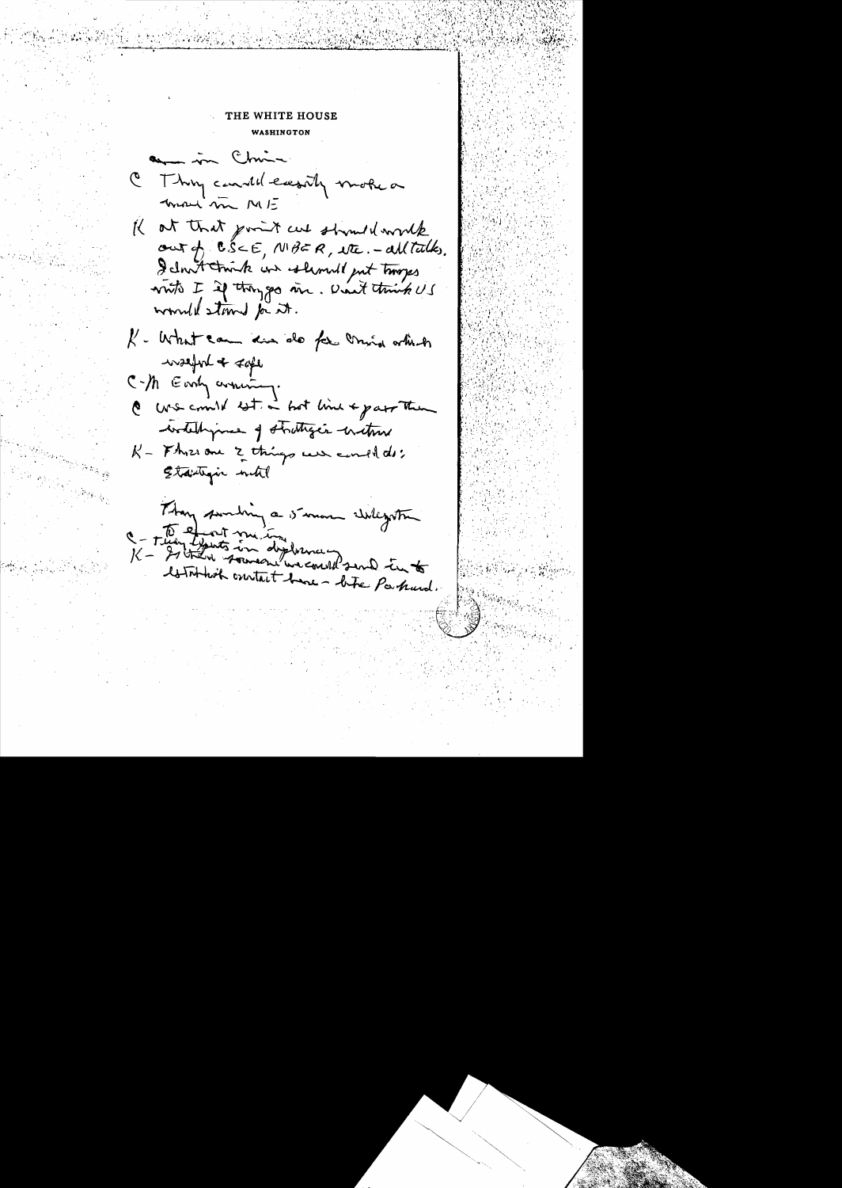THE WHITE HOUSE

WASHINGTON

— in China

C They could easily make a move in ME

K At that point we should work out of CSCE, MBFR, etc. – all talks. I don't think we should put troops into I if things go on. Don't think US would stand for it.

K – What can we do for China which is useful & safe

C – M Early warning.

C We could est. a hot line & pass them intelligence of strategic nature

K – There are 2 things we could do: Strategic intel

They sending a 5 man delegation

C – To plant one in
K – Their experts in diplomacy

If there someone we could send in to establish contact here – like Packard.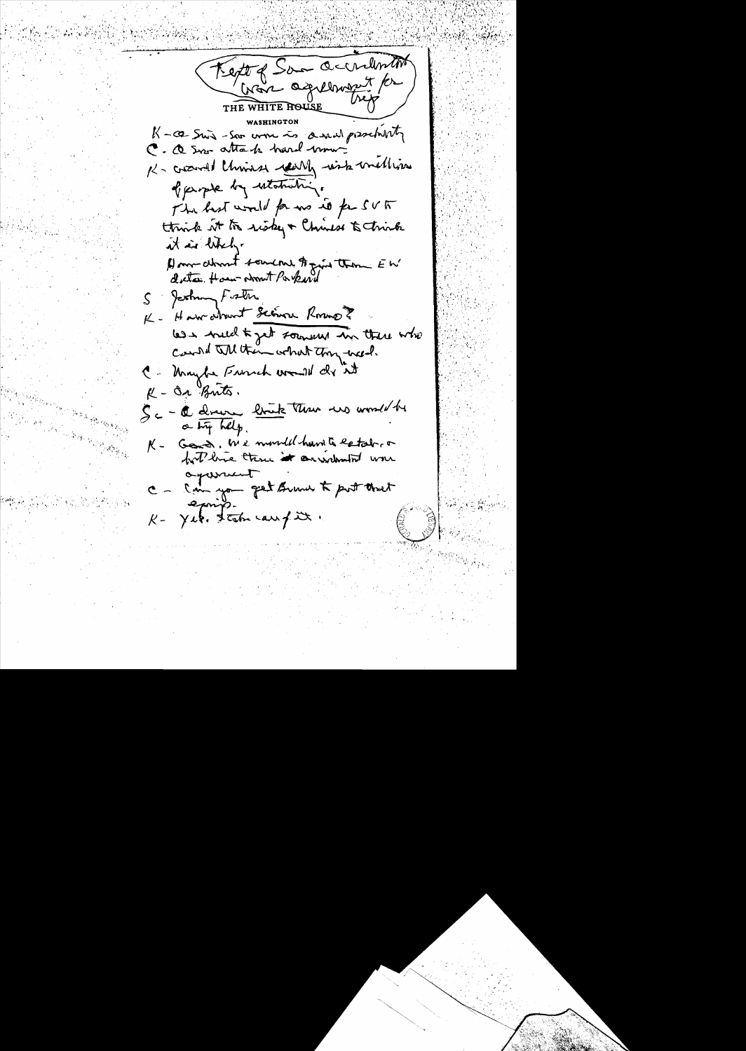Kept of Sov accident war agreement for trip

THE WHITE HOUSE

WASHINGTON

K - On Sov - Sov war is a real possibility

C - On Sov attack hard war -

K - Could Chinese justify risk millions of people by retaliating.

The best would for us is for SVN think it too risky & Chinese to think it is likely.

How about someone to give them EW data. How about Parkard

S - Jackey Foster

K - How about Scowcroft Romo?

We need to get someone in there who could tell them what they need.

C - Maybe French would do it

K - Or Brits.

Sc - I don't think these are would be a big help.

K - Good. We would have to establish, or but leave there an accidental war agreement.

C - Can you get Brown to put that exemp.

K - Yes. Take care of it.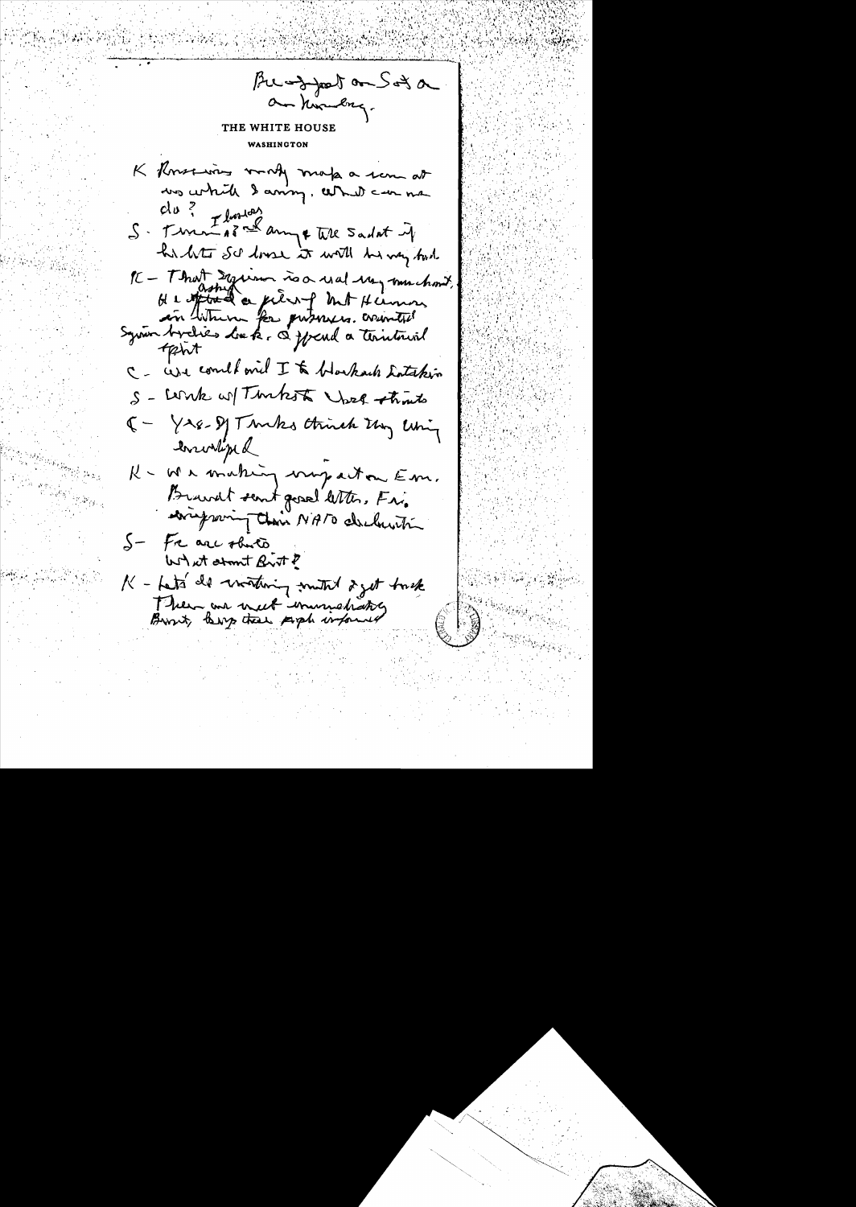Breakfast on Sat a.m. Kissinger.

THE WHITE HOUSE

WASHINGTON

K - Russians vastly make a scene at ... which I annoy. What can we do?

S - I'm sorry I am [illegible] Sadat if he hits Syria. It will be very bad.

K - That Syrian is a real very much honest. He asked a piece of that Hermon in return for prisoners. wanted Syrian bodies back. & spend a territorial split

C - We could send I to Hashash Istanbul.

S - Work w/ Turks - Ural straits

K - Yes. If Turks think they are involved

K - We're making progress on Em. Brandt sent good letter. Fri. [illegible] their NATO declaration

S - Fr are shits. What about Brit?

K - Let's do nothing until I get back. Then we meet immediately. Brant, keep these people informed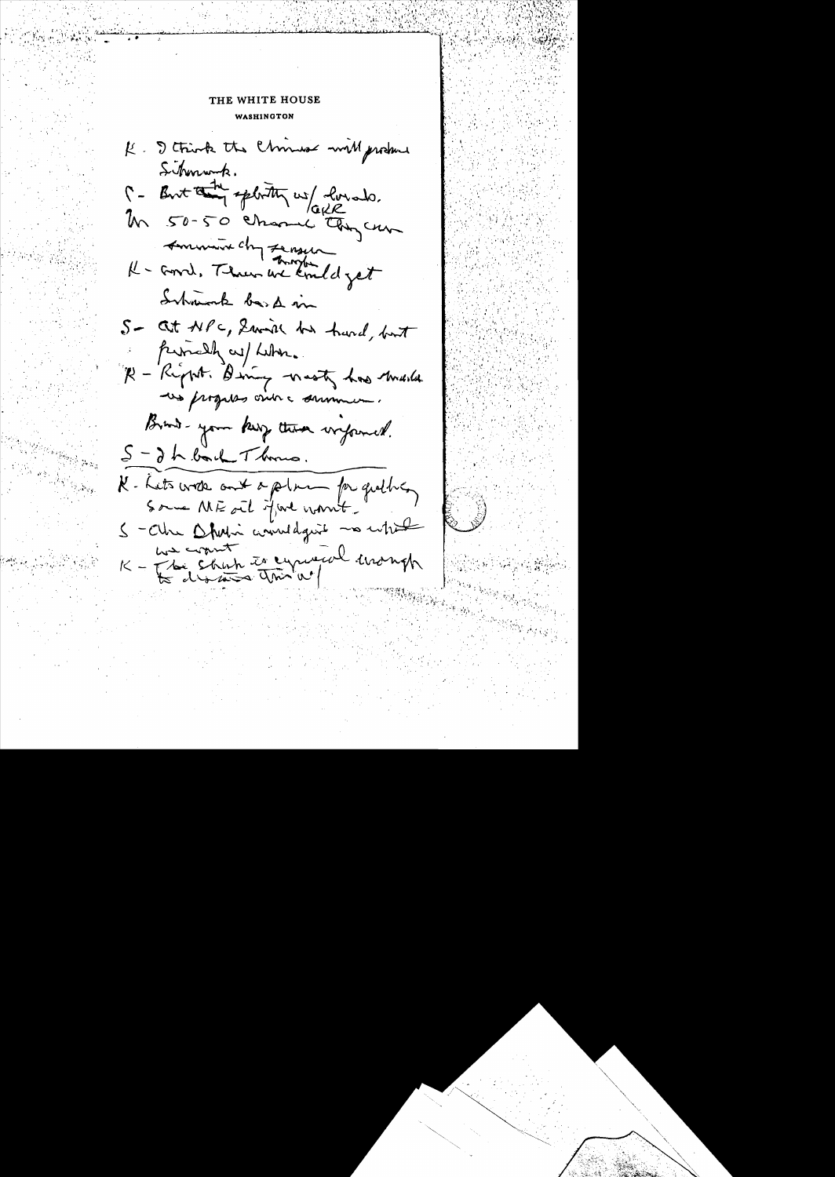THE WHITE HOUSE

WASHINGTON

K - I think the Chinese will produce Sihanouk.

S - But they split w/ Lon Nol. GKR
In 50-50 chance they can maneuver Sihanouk

K - Good. Then we could get Sihanouk back in

S - At NPC, Jim has hard, but friendly w/ Laird.

K - Right. Dining nasty has made us progress over summer.

Brent - you keep them informed.

S - I'd be back Thurs.

---

K - Let's work out a plan for getting some ME oil if we want.

S - Then Defense would get - what we want

K - The chart is cynical enough to discuss this w/